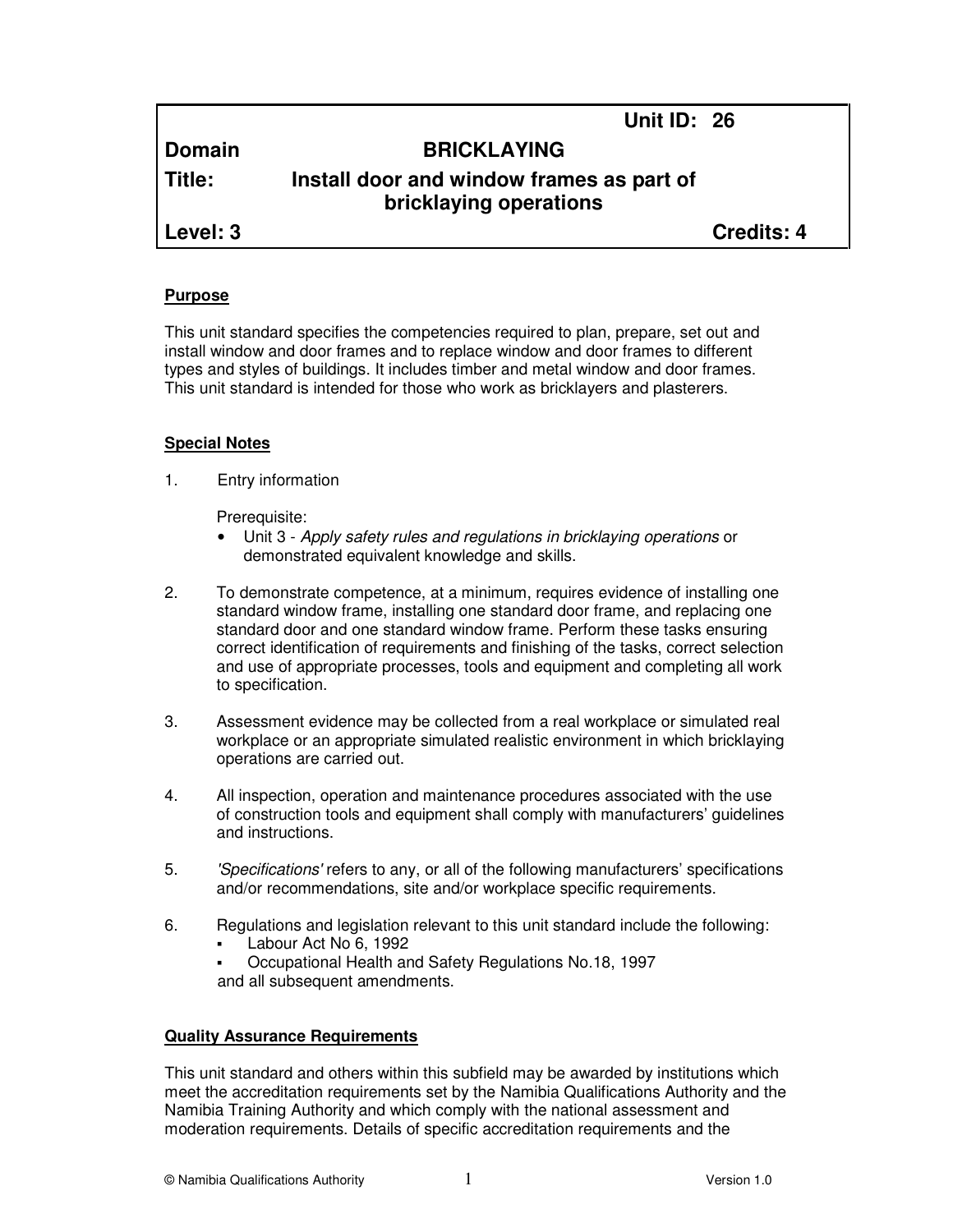| | | Unit ID: 26 |
|---|---|---|
| **Domain** | **BRICKLAYING** | |
| **Title:** | **Install door and window frames as part of bricklaying operations** | |
| **Level: 3** | | **Credits: 4** |

## Purpose

This unit standard specifies the competencies required to plan, prepare, set out and install window and door frames and to replace window and door frames to different types and styles of buildings. It includes timber and metal window and door frames. This unit standard is intended for those who work as bricklayers and plasterers.

## Special Notes

1. Entry information

   Prerequisite:
   - Unit 3 - *Apply safety rules and regulations in bricklaying operations* or demonstrated equivalent knowledge and skills.

2. To demonstrate competence, at a minimum, requires evidence of installing one standard window frame, installing one standard door frame, and replacing one standard door and one standard window frame. Perform these tasks ensuring correct identification of requirements and finishing of the tasks, correct selection and use of appropriate processes, tools and equipment and completing all work to specification.

3. Assessment evidence may be collected from a real workplace or simulated real workplace or an appropriate simulated realistic environment in which bricklaying operations are carried out.

4. All inspection, operation and maintenance procedures associated with the use of construction tools and equipment shall comply with manufacturers' guidelines and instructions.

5. *'Specifications'* refers to any, or all of the following manufacturers' specifications and/or recommendations, site and/or workplace specific requirements.

6. Regulations and legislation relevant to this unit standard include the following:
   - Labour Act No 6, 1992
   - Occupational Health and Safety Regulations No.18, 1997

   and all subsequent amendments.

## Quality Assurance Requirements

This unit standard and others within this subfield may be awarded by institutions which meet the accreditation requirements set by the Namibia Qualifications Authority and the Namibia Training Authority and which comply with the national assessment and moderation requirements. Details of specific accreditation requirements and the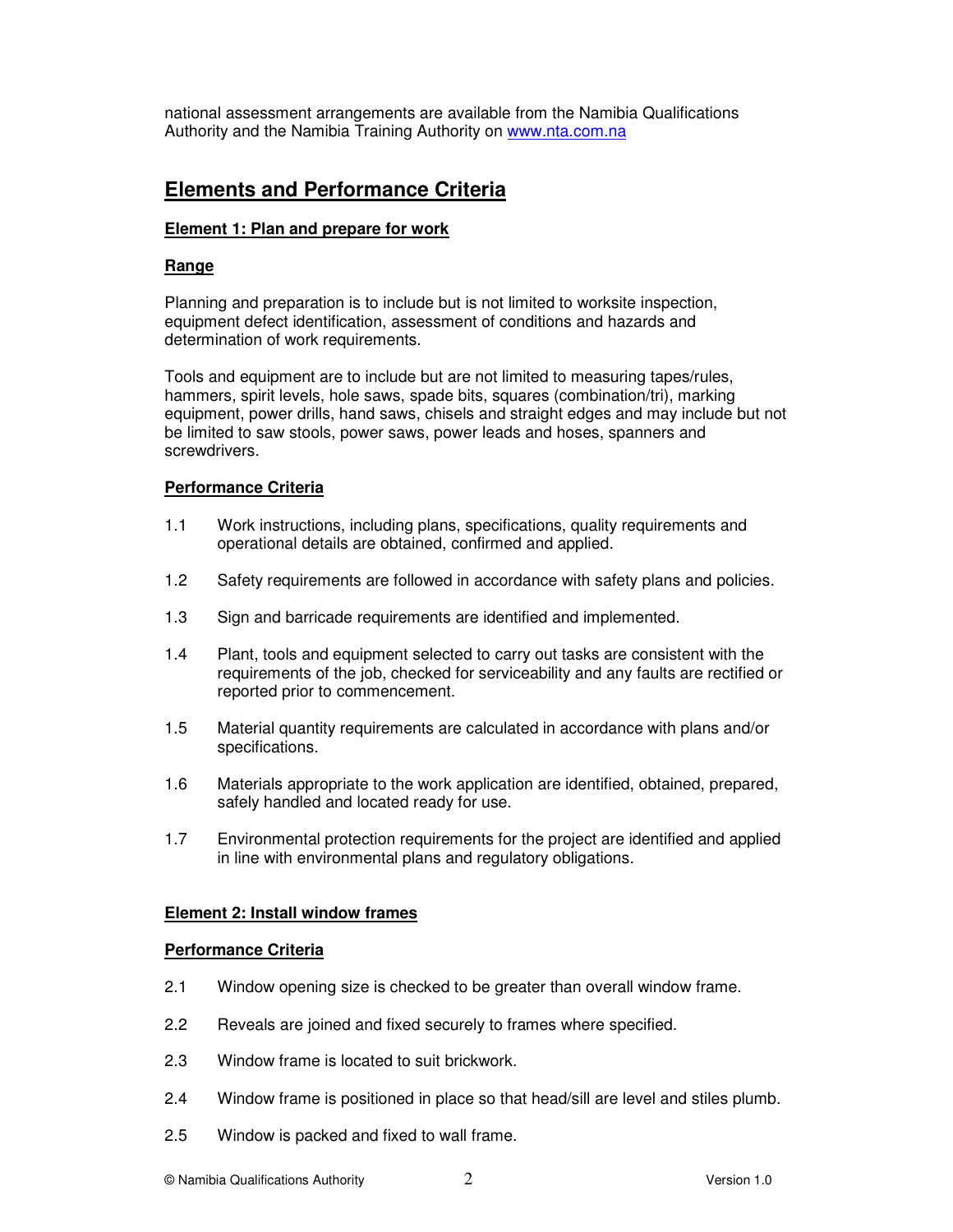national assessment arrangements are available from the Namibia Qualifications Authority and the Namibia Training Authority on [www.nta.com.na](http://www.nta.com.na)

## Elements and Performance Criteria

### Element 1: Plan and prepare for work

#### Range

Planning and preparation is to include but is not limited to worksite inspection, equipment defect identification, assessment of conditions and hazards and determination of work requirements.

Tools and equipment are to include but are not limited to measuring tapes/rules, hammers, spirit levels, hole saws, spade bits, squares (combination/tri), marking equipment, power drills, hand saws, chisels and straight edges and may include but not be limited to saw stools, power saws, power leads and hoses, spanners and screwdrivers.

#### Performance Criteria

1.1 Work instructions, including plans, specifications, quality requirements and operational details are obtained, confirmed and applied.

1.2 Safety requirements are followed in accordance with safety plans and policies.

1.3 Sign and barricade requirements are identified and implemented.

1.4 Plant, tools and equipment selected to carry out tasks are consistent with the requirements of the job, checked for serviceability and any faults are rectified or reported prior to commencement.

1.5 Material quantity requirements are calculated in accordance with plans and/or specifications.

1.6 Materials appropriate to the work application are identified, obtained, prepared, safely handled and located ready for use.

1.7 Environmental protection requirements for the project are identified and applied in line with environmental plans and regulatory obligations.

### Element 2: Install window frames

#### Performance Criteria

2.1 Window opening size is checked to be greater than overall window frame.

2.2 Reveals are joined and fixed securely to frames where specified.

2.3 Window frame is located to suit brickwork.

2.4 Window frame is positioned in place so that head/sill are level and stiles plumb.

2.5 Window is packed and fixed to wall frame.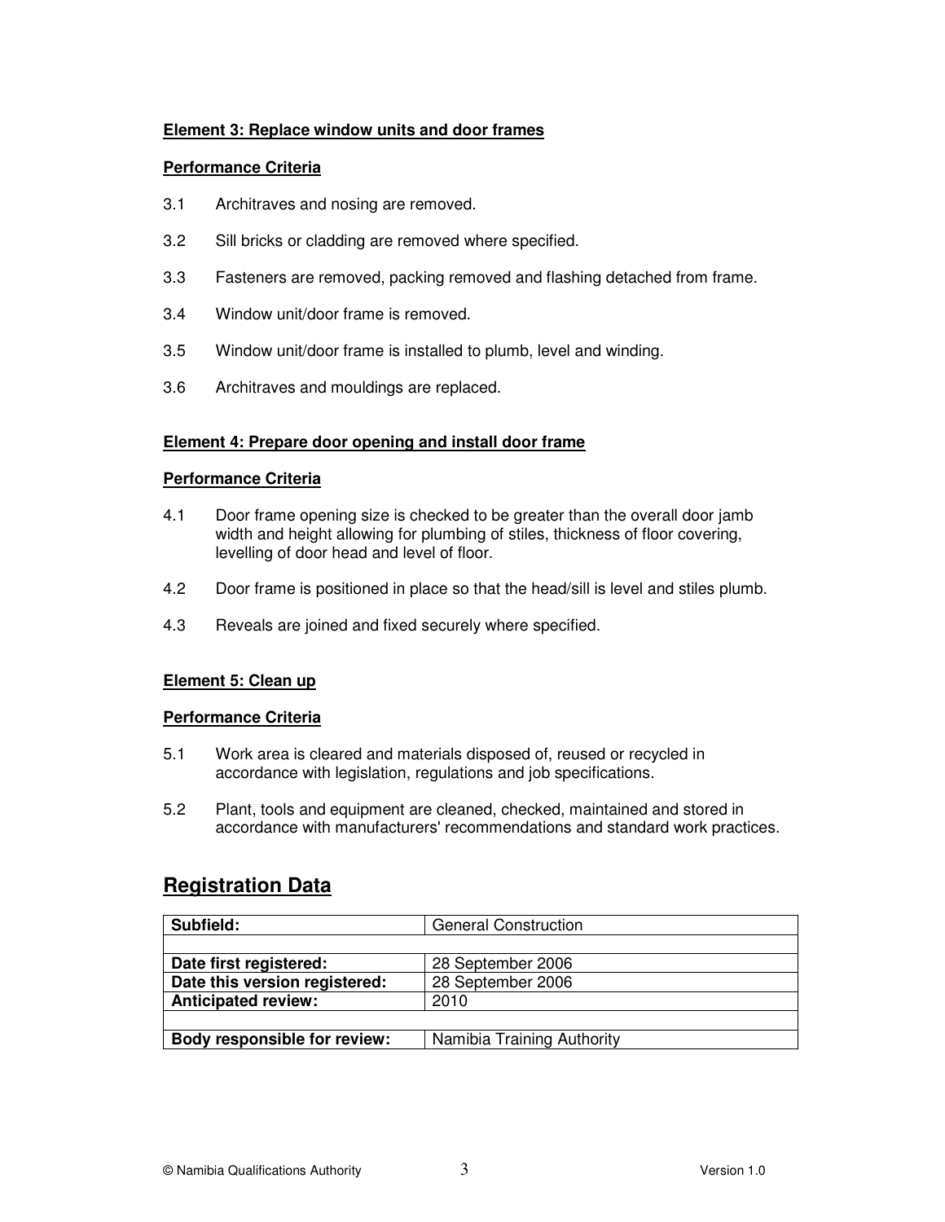**Element 3: Replace window units and door frames**

**Performance Criteria**

3.1 Architraves and nosing are removed.

3.2 Sill bricks or cladding are removed where specified.

3.3 Fasteners are removed, packing removed and flashing detached from frame.

3.4 Window unit/door frame is removed.

3.5 Window unit/door frame is installed to plumb, level and winding.

3.6 Architraves and mouldings are replaced.

**Element 4: Prepare door opening and install door frame**

**Performance Criteria**

4.1 Door frame opening size is checked to be greater than the overall door jamb width and height allowing for plumbing of stiles, thickness of floor covering, levelling of door head and level of floor.

4.2 Door frame is positioned in place so that the head/sill is level and stiles plumb.

4.3 Reveals are joined and fixed securely where specified.

**Element 5: Clean up**

**Performance Criteria**

5.1 Work area is cleared and materials disposed of, reused or recycled in accordance with legislation, regulations and job specifications.

5.2 Plant, tools and equipment are cleaned, checked, maintained and stored in accordance with manufacturers' recommendations and standard work practices.

## Registration Data

| | |
|---|---|
| **Subfield:** | General Construction |
| | |
| **Date first registered:** | 28 September 2006 |
| **Date this version registered:** | 28 September 2006 |
| **Anticipated review:** | 2010 |
| | |
| **Body responsible for review:** | Namibia Training Authority |